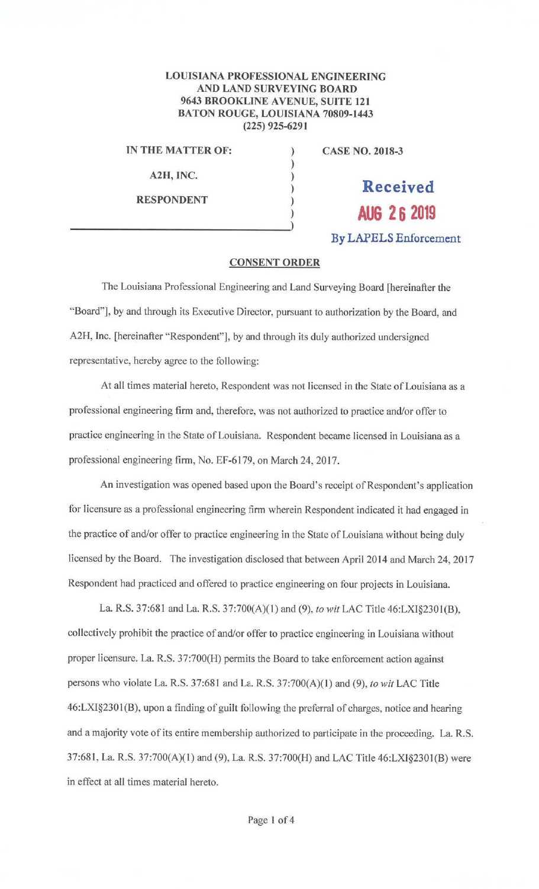**LOUISIANA PROFESSIONAL ENGINEERING AND LAND SURVEYING BOARD**
**9643 BROOKLINE AVENUE, SUITE 121**
**BATON ROUGE, LOUISIANA 70809-1443**
**(225) 925-6291**

**IN THE MATTER OF:**

**A2H, INC.**

**RESPONDENT**

**CASE NO. 2018-3**

Received
AUG 26 2019
By LAPELS Enforcement

**CONSENT ORDER**

The Louisiana Professional Engineering and Land Surveying Board [hereinafter the "Board"], by and through its Executive Director, pursuant to authorization by the Board, and A2H, Inc. [hereinafter "Respondent"], by and through its duly authorized undersigned representative, hereby agree to the following:

At all times material hereto, Respondent was not licensed in the State of Louisiana as a professional engineering firm and, therefore, was not authorized to practice and/or offer to practice engineering in the State of Louisiana. Respondent became licensed in Louisiana as a professional engineering firm, No. EF-6179, on March 24, 2017.

An investigation was opened based upon the Board's receipt of Respondent's application for licensure as a professional engineering firm wherein Respondent indicated it had engaged in the practice of and/or offer to practice engineering in the State of Louisiana without being duly licensed by the Board. The investigation disclosed that between April 2014 and March 24, 2017 Respondent had practiced and offered to practice engineering on four projects in Louisiana.

La. R.S. 37:681 and La. R.S. 37:700(A)(1) and (9), *to wit* LAC Title 46:LXI§2301(B), collectively prohibit the practice of and/or offer to practice engineering in Louisiana without proper licensure. La. R.S. 37:700(H) permits the Board to take enforcement action against persons who violate La. R.S. 37:681 and La. R.S. 37:700(A)(1) and (9), *to wit* LAC Title 46:LXI§2301(B), upon a finding of guilt following the preferral of charges, notice and hearing and a majority vote of its entire membership authorized to participate in the proceeding. La. R.S. 37:681, La. R.S. 37:700(A)(1) and (9), La. R.S. 37:700(H) and LAC Title 46:LXI§2301(B) were in effect at all times material hereto.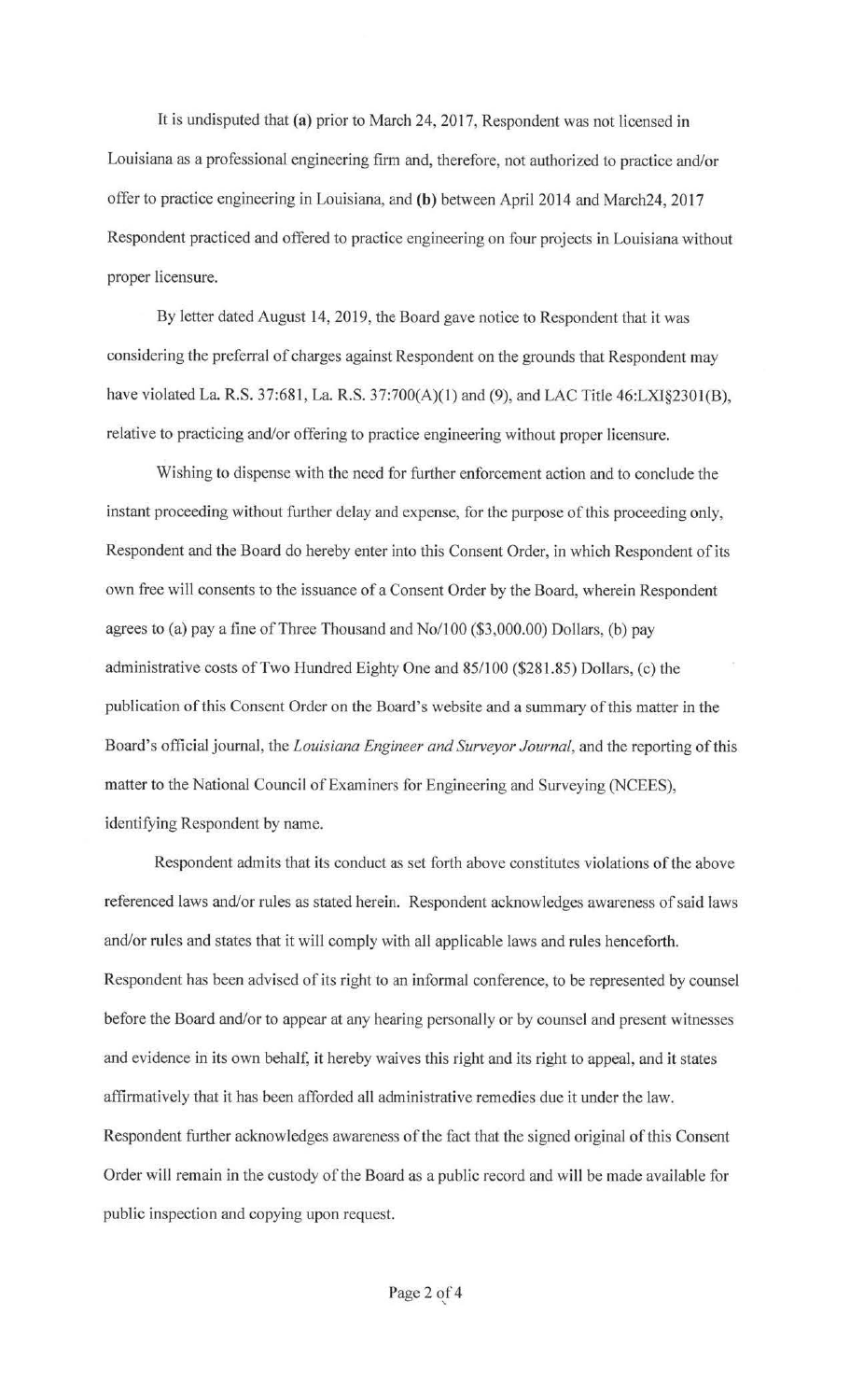It is undisputed that **(a)** prior to March 24, 2017, Respondent was not licensed in Louisiana as a professional engineering firm and, therefore, not authorized to practice and/or offer to practice engineering in Louisiana, and **(b)** between April 2014 and March24, 2017 Respondent practiced and offered to practice engineering on four projects in Louisiana without proper licensure.

By letter dated August 14, 2019, the Board gave notice to Respondent that it was considering the preferral of charges against Respondent on the grounds that Respondent may have violated La. R.S. 37:681, La. R.S. 37:700(A)(1) and (9), and LAC Title 46:LXI§2301(B), relative to practicing and/or offering to practice engineering without proper licensure.

Wishing to dispense with the need for further enforcement action and to conclude the instant proceeding without further delay and expense, for the purpose of this proceeding only, Respondent and the Board do hereby enter into this Consent Order, in which Respondent of its own free will consents to the issuance of a Consent Order by the Board, wherein Respondent agrees to (a) pay a fine of Three Thousand and No/100 ($3,000.00) Dollars, (b) pay administrative costs of Two Hundred Eighty One and 85/100 ($281.85) Dollars, (c) the publication of this Consent Order on the Board's website and a summary of this matter in the Board's official journal, the *Louisiana Engineer and Surveyor Journal*, and the reporting of this matter to the National Council of Examiners for Engineering and Surveying (NCEES), identifying Respondent by name.

Respondent admits that its conduct as set forth above constitutes violations of the above referenced laws and/or rules as stated herein. Respondent acknowledges awareness of said laws and/or rules and states that it will comply with all applicable laws and rules henceforth. Respondent has been advised of its right to an informal conference, to be represented by counsel before the Board and/or to appear at any hearing personally or by counsel and present witnesses and evidence in its own behalf, it hereby waives this right and its right to appeal, and it states affirmatively that it has been afforded all administrative remedies due it under the law. Respondent further acknowledges awareness of the fact that the signed original of this Consent Order will remain in the custody of the Board as a public record and will be made available for public inspection and copying upon request.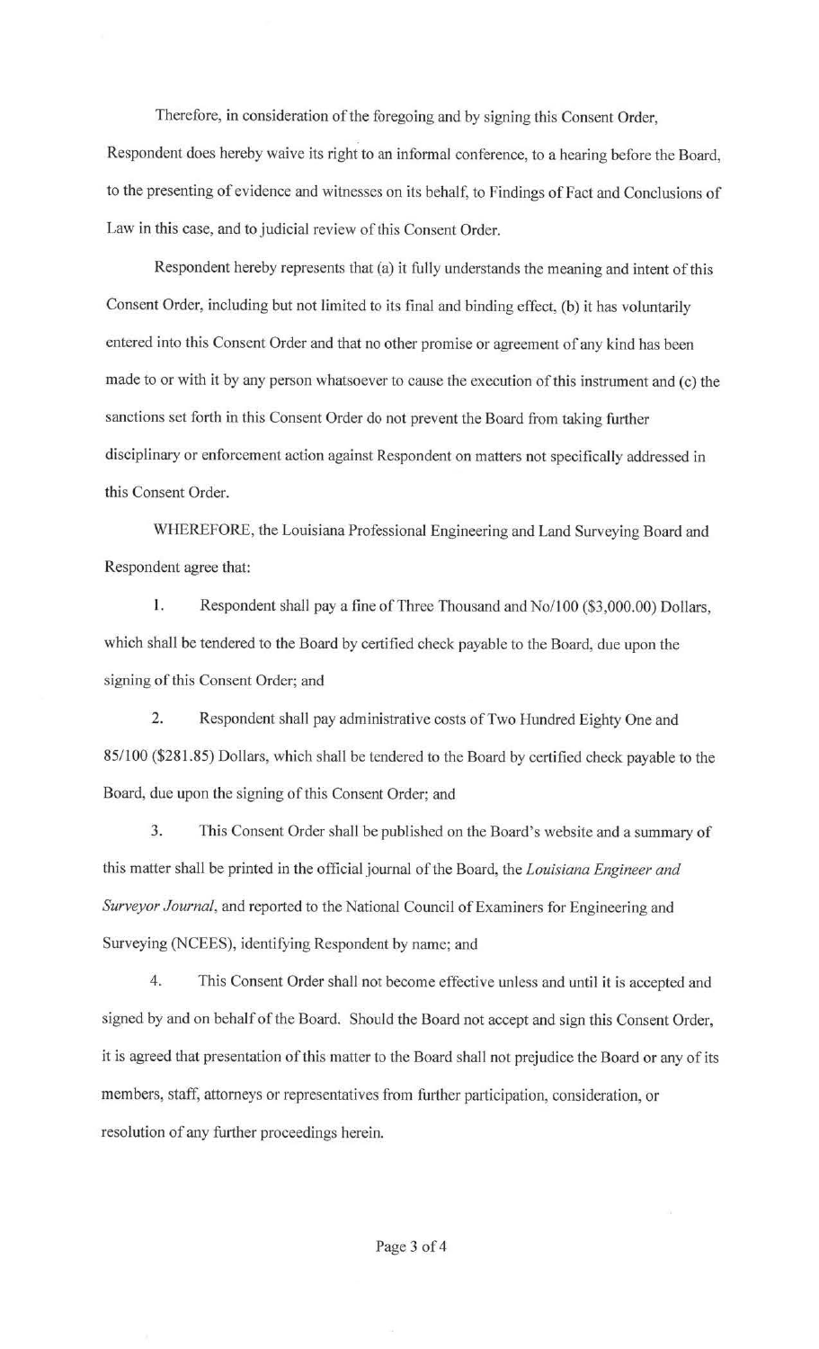Therefore, in consideration of the foregoing and by signing this Consent Order, Respondent does hereby waive its right to an informal conference, to a hearing before the Board, to the presenting of evidence and witnesses on its behalf, to Findings of Fact and Conclusions of Law in this case, and to judicial review of this Consent Order.

Respondent hereby represents that (a) it fully understands the meaning and intent of this Consent Order, including but not limited to its final and binding effect, (b) it has voluntarily entered into this Consent Order and that no other promise or agreement of any kind has been made to or with it by any person whatsoever to cause the execution of this instrument and (c) the sanctions set forth in this Consent Order do not prevent the Board from taking further disciplinary or enforcement action against Respondent on matters not specifically addressed in this Consent Order.

WHEREFORE, the Louisiana Professional Engineering and Land Surveying Board and Respondent agree that:

1. Respondent shall pay a fine of Three Thousand and No/100 ($3,000.00) Dollars, which shall be tendered to the Board by certified check payable to the Board, due upon the signing of this Consent Order; and

2. Respondent shall pay administrative costs of Two Hundred Eighty One and 85/100 ($281.85) Dollars, which shall be tendered to the Board by certified check payable to the Board, due upon the signing of this Consent Order; and

3. This Consent Order shall be published on the Board's website and a summary of this matter shall be printed in the official journal of the Board, the *Louisiana Engineer and Surveyor Journal*, and reported to the National Council of Examiners for Engineering and Surveying (NCEES), identifying Respondent by name; and

4. This Consent Order shall not become effective unless and until it is accepted and signed by and on behalf of the Board. Should the Board not accept and sign this Consent Order, it is agreed that presentation of this matter to the Board shall not prejudice the Board or any of its members, staff, attorneys or representatives from further participation, consideration, or resolution of any further proceedings herein.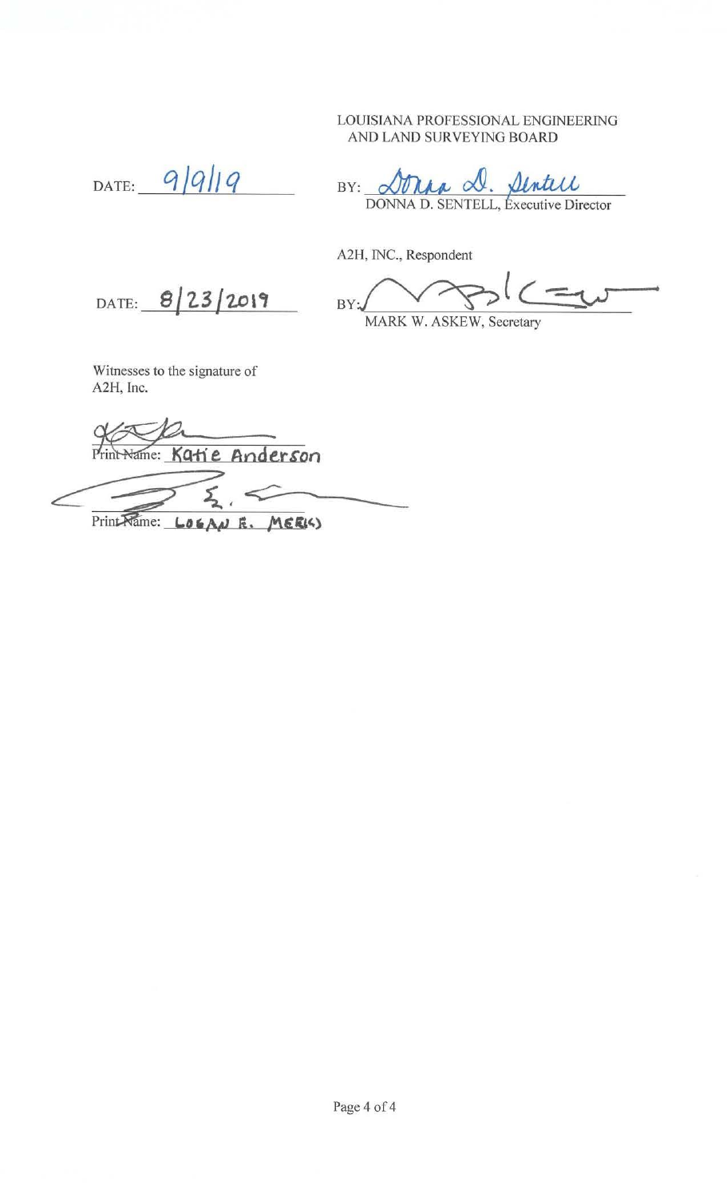LOUISIANA PROFESSIONAL ENGINEERING
AND LAND SURVEYING BOARD

DATE: 9/9/19

BY: Donna D. Sentell
DONNA D. SENTELL, Executive Director

A2H, INC., Respondent

DATE: 8/23/2019

BY: ______________________
MARK W. ASKEW, Secretary

Witnesses to the signature of
A2H, Inc.

______________________
Print Name: Katie Anderson

______________________
Print Name: LOGAN E. MERKS